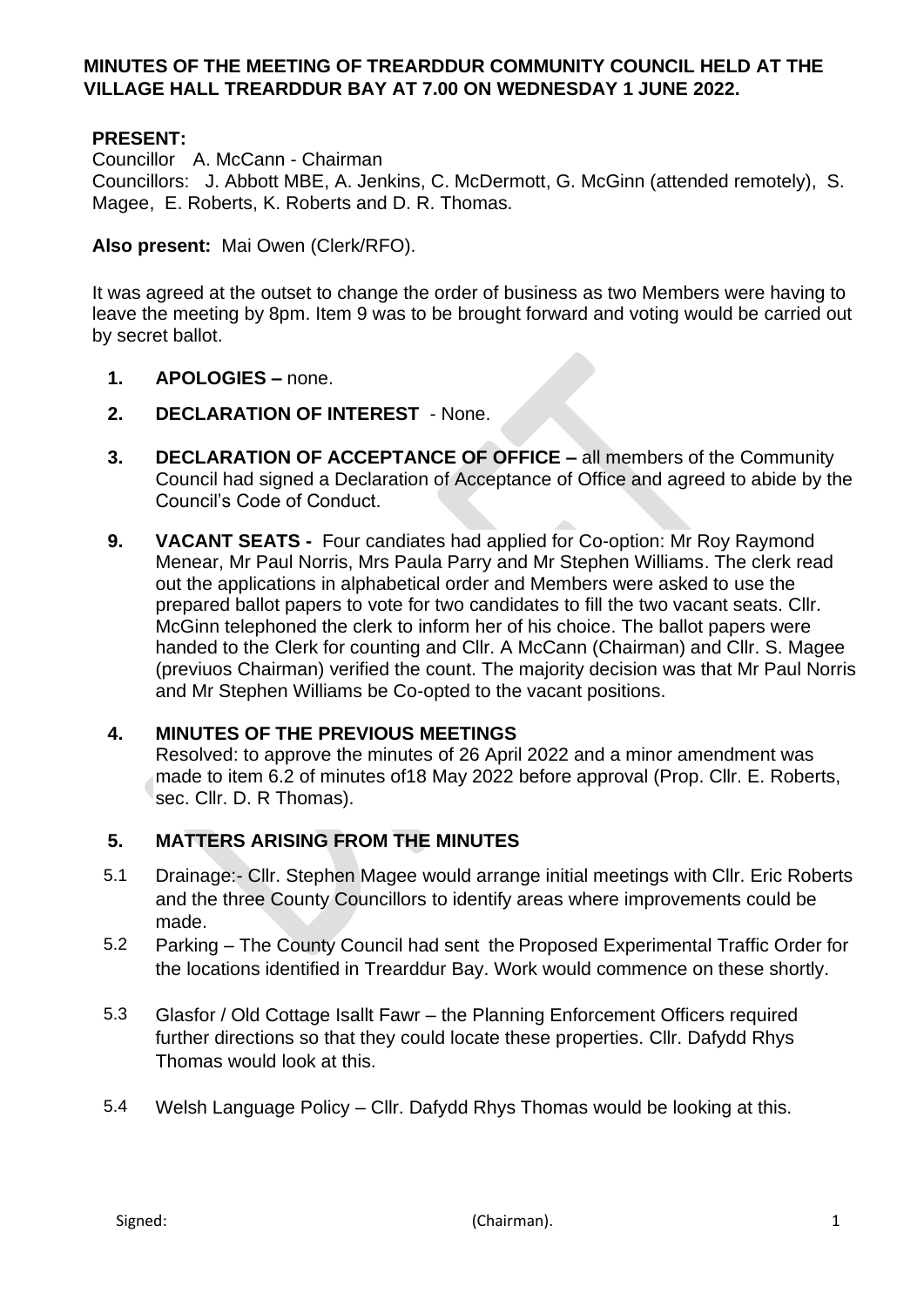**MINUTES OF THE MEETING OF TREARDDUR COMMUNITY COUNCIL HELD AT THE VILLAGE HALL TREARDDUR BAY AT 7.00 ON WEDNESDAY 1 JUNE 2022.**

**PRESENT:**
Councillor A. McCann - Chairman
Councillors: J. Abbott MBE, A. Jenkins, C. McDermott, G. McGinn (attended remotely), S. Magee, E. Roberts, K. Roberts and D. R. Thomas.

**Also present:** Mai Owen (Clerk/RFO).

It was agreed at the outset to change the order of business as two Members were having to leave the meeting by 8pm. Item 9 was to be brought forward and voting would be carried out by secret ballot.

1. **APOLOGIES –** none.

2. **DECLARATION OF INTEREST** - None.

3. **DECLARATION OF ACCEPTANCE OF OFFICE –** all members of the Community Council had signed a Declaration of Acceptance of Office and agreed to abide by the Council's Code of Conduct.

9. **VACANT SEATS -** Four candiates had applied for Co-option: Mr Roy Raymond Menear, Mr Paul Norris, Mrs Paula Parry and Mr Stephen Williams. The clerk read out the applications in alphabetical order and Members were asked to use the prepared ballot papers to vote for two candidates to fill the two vacant seats. Cllr. McGinn telephoned the clerk to inform her of his choice. The ballot papers were handed to the Clerk for counting and Cllr. A McCann (Chairman) and Cllr. S. Magee (previuos Chairman) verified the count. The majority decision was that Mr Paul Norris and Mr Stephen Williams be Co-opted to the vacant positions.

4. **MINUTES OF THE PREVIOUS MEETINGS**
   Resolved: to approve the minutes of 26 April 2022 and a minor amendment was made to item 6.2 of minutes of18 May 2022 before approval (Prop. Cllr. E. Roberts, sec. Cllr. D. R Thomas).

5. **MATTERS ARISING FROM THE MINUTES**

5.1 Drainage:- Cllr. Stephen Magee would arrange initial meetings with Cllr. Eric Roberts and the three County Councillors to identify areas where improvements could be made.

5.2 Parking – The County Council had sent the Proposed Experimental Traffic Order for the locations identified in Trearddur Bay. Work would commence on these shortly.

5.3 Glasfor / Old Cottage Isallt Fawr – the Planning Enforcement Officers required further directions so that they could locate these properties. Cllr. Dafydd Rhys Thomas would look at this.

5.4 Welsh Language Policy – Cllr. Dafydd Rhys Thomas would be looking at this.

Signed: (Chairman).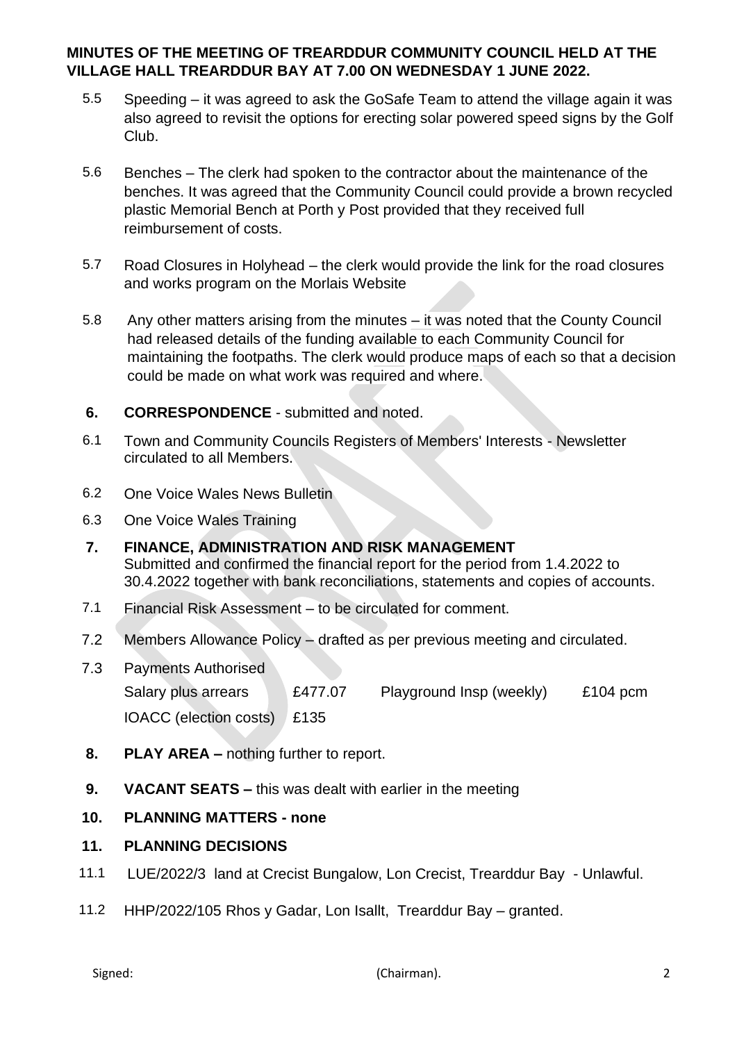**MINUTES OF THE MEETING OF TREARDDUR COMMUNITY COUNCIL HELD AT THE VILLAGE HALL TREARDDUR BAY AT 7.00 ON WEDNESDAY 1 JUNE 2022.**

5.5 Speeding – it was agreed to ask the GoSafe Team to attend the village again it was also agreed to revisit the options for erecting solar powered speed signs by the Golf Club.

5.6 Benches – The clerk had spoken to the contractor about the maintenance of the benches. It was agreed that the Community Council could provide a brown recycled plastic Memorial Bench at Porth y Post provided that they received full reimbursement of costs.

5.7 Road Closures in Holyhead – the clerk would provide the link for the road closures and works program on the Morlais Website

5.8 Any other matters arising from the minutes – it was noted that the County Council had released details of the funding available to each Community Council for maintaining the footpaths. The clerk would produce maps of each so that a decision could be made on what work was required and where.

**6. CORRESPONDENCE** - submitted and noted.

6.1 Town and Community Councils Registers of Members' Interests - Newsletter circulated to all Members.

6.2 One Voice Wales News Bulletin

6.3 One Voice Wales Training

**7. FINANCE, ADMINISTRATION AND RISK MANAGEMENT**
Submitted and confirmed the financial report for the period from 1.4.2022 to 30.4.2022 together with bank reconciliations, statements and copies of accounts.

7.1 Financial Risk Assessment – to be circulated for comment.

7.2 Members Allowance Policy – drafted as per previous meeting and circulated.

7.3 Payments Authorised

| | | | |
|---|---|---|---|
| Salary plus arrears | £477.07 | Playground Insp (weekly) | £104 pcm |
| IOACC (election costs) | £135 | | |

**8. PLAY AREA –** nothing further to report.

**9. VACANT SEATS –** this was dealt with earlier in the meeting

**10. PLANNING MATTERS - none**

**11. PLANNING DECISIONS**

11.1 LUE/2022/3 land at Crecist Bungalow, Lon Crecist, Trearddur Bay - Unlawful.

11.2 HHP/2022/105 Rhos y Gadar, Lon Isallt, Trearddur Bay – granted.

Signed: (Chairman).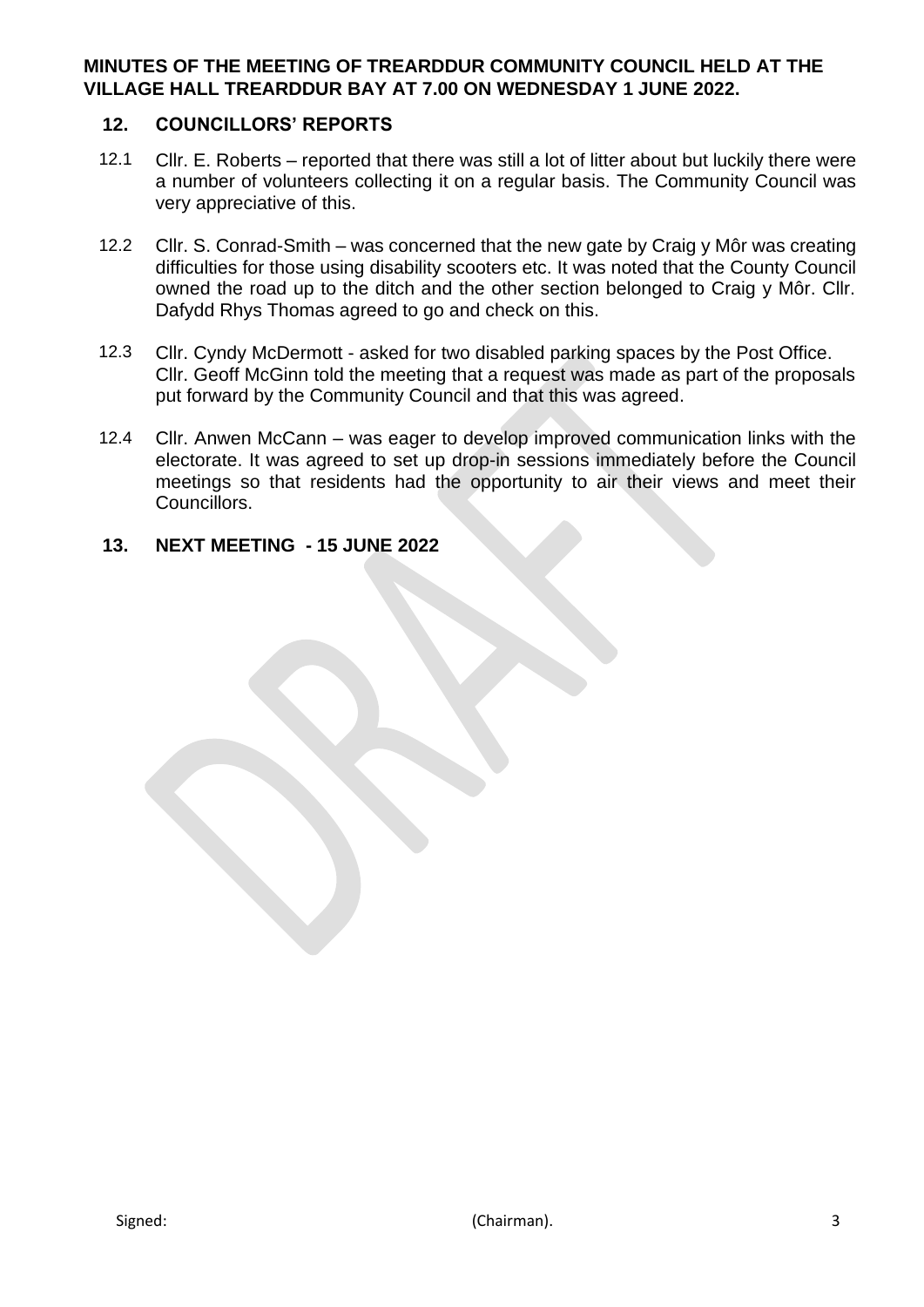**MINUTES OF THE MEETING OF TREARDDUR COMMUNITY COUNCIL HELD AT THE VILLAGE HALL TREARDDUR BAY AT 7.00 ON WEDNESDAY 1 JUNE 2022.**

## 12. COUNCILLORS' REPORTS

12.1 Cllr. E. Roberts – reported that there was still a lot of litter about but luckily there were a number of volunteers collecting it on a regular basis. The Community Council was very appreciative of this.

12.2 Cllr. S. Conrad-Smith – was concerned that the new gate by Craig y Môr was creating difficulties for those using disability scooters etc. It was noted that the County Council owned the road up to the ditch and the other section belonged to Craig y Môr. Cllr. Dafydd Rhys Thomas agreed to go and check on this.

12.3 Cllr. Cyndy McDermott - asked for two disabled parking spaces by the Post Office. Cllr. Geoff McGinn told the meeting that a request was made as part of the proposals put forward by the Community Council and that this was agreed.

12.4 Cllr. Anwen McCann – was eager to develop improved communication links with the electorate. It was agreed to set up drop-in sessions immediately before the Council meetings so that residents had the opportunity to air their views and meet their Councillors.

## 13. NEXT MEETING - 15 JUNE 2022

Signed: (Chairman).